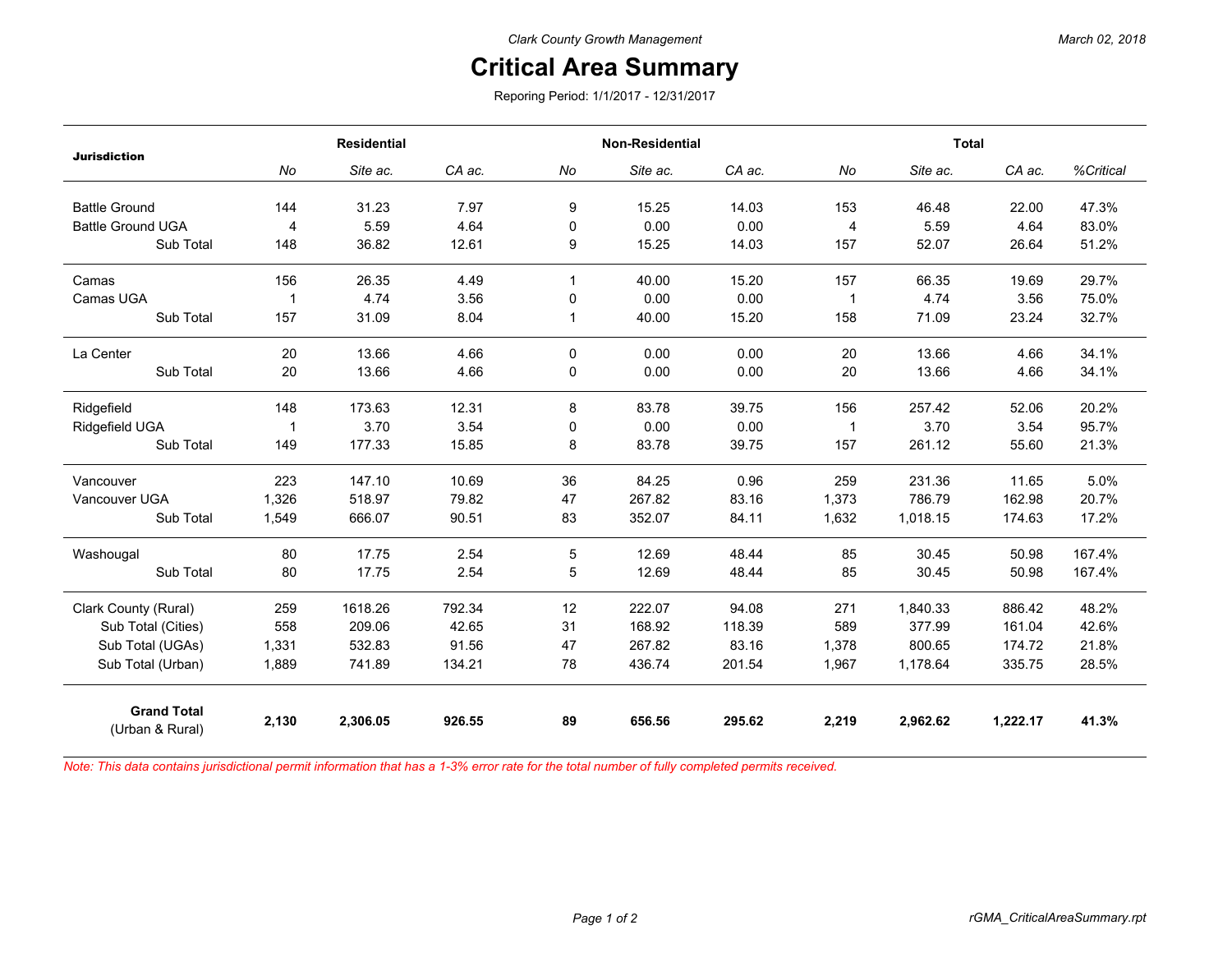Clark County Growth Management

# Critical Area Summary

Reporing Period: 1/1/2017 - 12/31/2017

| Jurisdiction | Residential | | | Non-Residential | | | Total | | | |
|---|---|---|---|---|---|---|---|---|---|---|
| | *No* | *Site ac.* | *CA ac.* | *No* | *Site ac.* | *CA ac.* | *No* | *Site ac.* | *CA ac.* | *%Critical* |
| Battle Ground | 144 | 31.23 | 7.97 | 9 | 15.25 | 14.03 | 153 | 46.48 | 22.00 | 47.3% |
| Battle Ground UGA | 4 | 5.59 | 4.64 | 0 | 0.00 | 0.00 | 4 | 5.59 | 4.64 | 83.0% |
| Sub Total | 148 | 36.82 | 12.61 | 9 | 15.25 | 14.03 | 157 | 52.07 | 26.64 | 51.2% |
| Camas | 156 | 26.35 | 4.49 | 1 | 40.00 | 15.20 | 157 | 66.35 | 19.69 | 29.7% |
| Camas UGA | 1 | 4.74 | 3.56 | 0 | 0.00 | 0.00 | 1 | 4.74 | 3.56 | 75.0% |
| Sub Total | 157 | 31.09 | 8.04 | 1 | 40.00 | 15.20 | 158 | 71.09 | 23.24 | 32.7% |
| La Center | 20 | 13.66 | 4.66 | 0 | 0.00 | 0.00 | 20 | 13.66 | 4.66 | 34.1% |
| Sub Total | 20 | 13.66 | 4.66 | 0 | 0.00 | 0.00 | 20 | 13.66 | 4.66 | 34.1% |
| Ridgefield | 148 | 173.63 | 12.31 | 8 | 83.78 | 39.75 | 156 | 257.42 | 52.06 | 20.2% |
| Ridgefield UGA | 1 | 3.70 | 3.54 | 0 | 0.00 | 0.00 | 1 | 3.70 | 3.54 | 95.7% |
| Sub Total | 149 | 177.33 | 15.85 | 8 | 83.78 | 39.75 | 157 | 261.12 | 55.60 | 21.3% |
| Vancouver | 223 | 147.10 | 10.69 | 36 | 84.25 | 0.96 | 259 | 231.36 | 11.65 | 5.0% |
| Vancouver UGA | 1,326 | 518.97 | 79.82 | 47 | 267.82 | 83.16 | 1,373 | 786.79 | 162.98 | 20.7% |
| Sub Total | 1,549 | 666.07 | 90.51 | 83 | 352.07 | 84.11 | 1,632 | 1,018.15 | 174.63 | 17.2% |
| Washougal | 80 | 17.75 | 2.54 | 5 | 12.69 | 48.44 | 85 | 30.45 | 50.98 | 167.4% |
| Sub Total | 80 | 17.75 | 2.54 | 5 | 12.69 | 48.44 | 85 | 30.45 | 50.98 | 167.4% |
| Clark County (Rural) | 259 | 1618.26 | 792.34 | 12 | 222.07 | 94.08 | 271 | 1,840.33 | 886.42 | 48.2% |
| Sub Total (Cities) | 558 | 209.06 | 42.65 | 31 | 168.92 | 118.39 | 589 | 377.99 | 161.04 | 42.6% |
| Sub Total (UGAs) | 1,331 | 532.83 | 91.56 | 47 | 267.82 | 83.16 | 1,378 | 800.65 | 174.72 | 21.8% |
| Sub Total (Urban) | 1,889 | 741.89 | 134.21 | 78 | 436.74 | 201.54 | 1,967 | 1,178.64 | 335.75 | 28.5% |
| **Grand Total** (Urban & Rural) | **2,130** | **2,306.05** | **926.55** | **89** | **656.56** | **295.62** | **2,219** | **2,962.62** | **1,222.17** | **41.3%** |

*Note: This data contains jurisdictional permit information that has a 1-3% error rate for the total number of fully completed permits received.*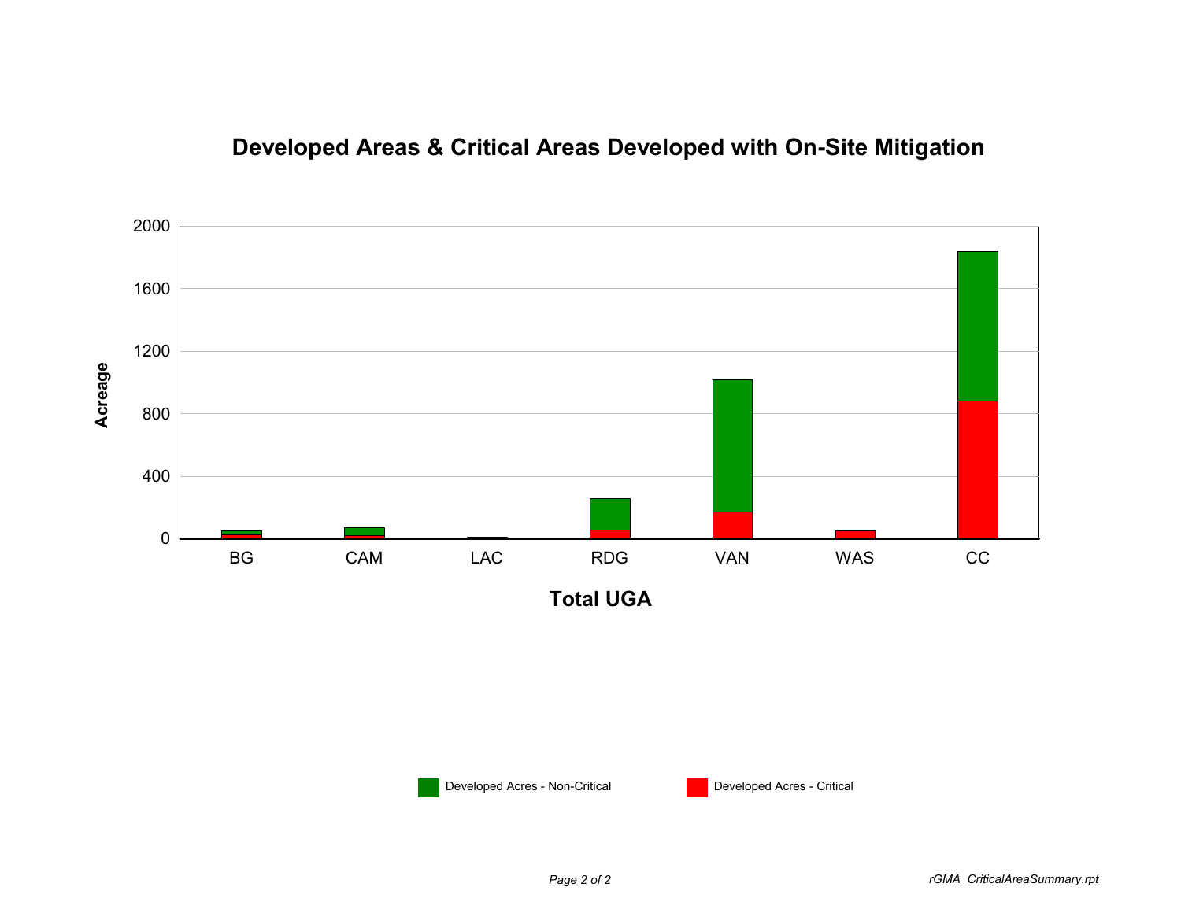# Developed Areas & Critical Areas Developed with On-Site Mitigation

Acreage

2000
1600
1200
800
400
0

BG
CAM
LAC
RDG
VAN
WAS
CC

**Total UGA**

Developed Acres - Non-Critical
Developed Acres - Critical

*rGMA_CriticalAreaSummary.rpt*